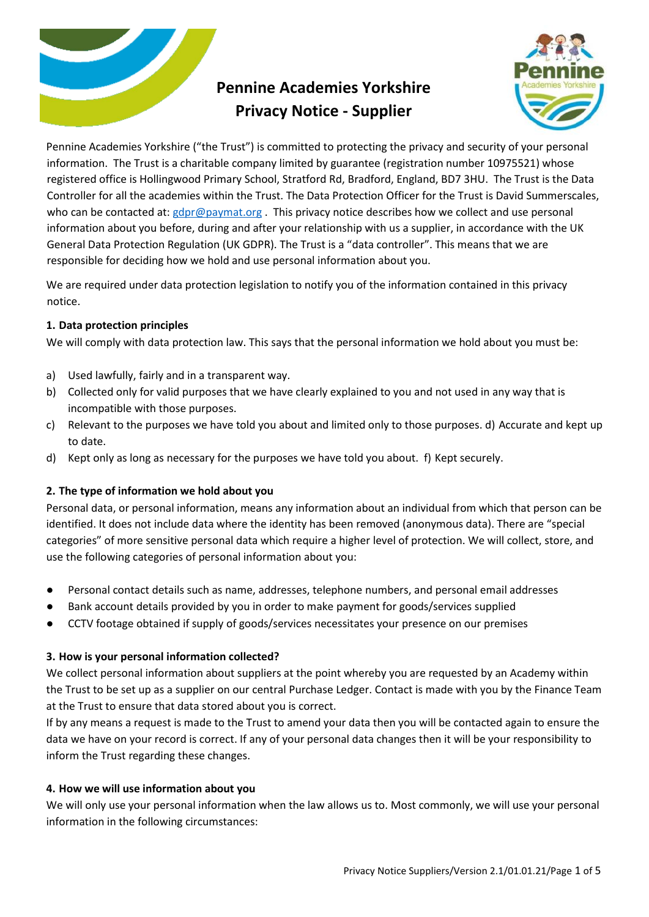# Pennine Academies Yorkshire
# Privacy Notice - Supplier

Pennine Academies Yorkshire ("the Trust") is committed to protecting the privacy and security of your personal information. The Trust is a charitable company limited by guarantee (registration number 10975521) whose registered office is Hollingwood Primary School, Stratford Rd, Bradford, England, BD7 3HU. The Trust is the Data Controller for all the academies within the Trust. The Data Protection Officer for the Trust is David Summerscales, who can be contacted at: gdpr@paymat.org . This privacy notice describes how we collect and use personal information about you before, during and after your relationship with us a supplier, in accordance with the UK General Data Protection Regulation (UK GDPR). The Trust is a "data controller". This means that we are responsible for deciding how we hold and use personal information about you.

We are required under data protection legislation to notify you of the information contained in this privacy notice.

**1. Data protection principles**

We will comply with data protection law. This says that the personal information we hold about you must be:

a) Used lawfully, fairly and in a transparent way.
b) Collected only for valid purposes that we have clearly explained to you and not used in any way that is incompatible with those purposes.
c) Relevant to the purposes we have told you about and limited only to those purposes. d) Accurate and kept up to date.
d) Kept only as long as necessary for the purposes we have told you about. f) Kept securely.

**2. The type of information we hold about you**

Personal data, or personal information, means any information about an individual from which that person can be identified. It does not include data where the identity has been removed (anonymous data). There are "special categories" of more sensitive personal data which require a higher level of protection. We will collect, store, and use the following categories of personal information about you:

- Personal contact details such as name, addresses, telephone numbers, and personal email addresses
- Bank account details provided by you in order to make payment for goods/services supplied
- CCTV footage obtained if supply of goods/services necessitates your presence on our premises

**3. How is your personal information collected?**

We collect personal information about suppliers at the point whereby you are requested by an Academy within the Trust to be set up as a supplier on our central Purchase Ledger. Contact is made with you by the Finance Team at the Trust to ensure that data stored about you is correct.

If by any means a request is made to the Trust to amend your data then you will be contacted again to ensure the data we have on your record is correct. If any of your personal data changes then it will be your responsibility to inform the Trust regarding these changes.

**4. How we will use information about you**

We will only use your personal information when the law allows us to. Most commonly, we will use your personal information in the following circumstances: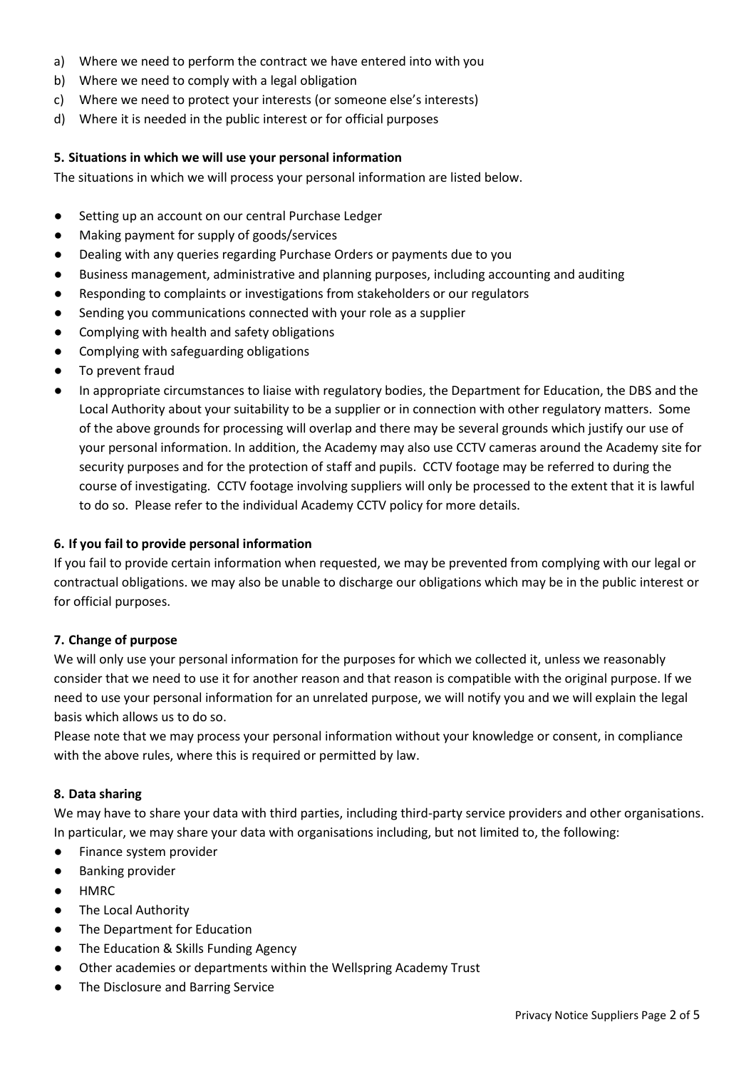a) Where we need to perform the contract we have entered into with you
b) Where we need to comply with a legal obligation
c) Where we need to protect your interests (or someone else's interests)
d) Where it is needed in the public interest or for official purposes

**5. Situations in which we will use your personal information**

The situations in which we will process your personal information are listed below.

- Setting up an account on our central Purchase Ledger
- Making payment for supply of goods/services
- Dealing with any queries regarding Purchase Orders or payments due to you
- Business management, administrative and planning purposes, including accounting and auditing
- Responding to complaints or investigations from stakeholders or our regulators
- Sending you communications connected with your role as a supplier
- Complying with health and safety obligations
- Complying with safeguarding obligations
- To prevent fraud
- In appropriate circumstances to liaise with regulatory bodies, the Department for Education, the DBS and the Local Authority about your suitability to be a supplier or in connection with other regulatory matters. Some of the above grounds for processing will overlap and there may be several grounds which justify our use of your personal information. In addition, the Academy may also use CCTV cameras around the Academy site for security purposes and for the protection of staff and pupils. CCTV footage may be referred to during the course of investigating. CCTV footage involving suppliers will only be processed to the extent that it is lawful to do so. Please refer to the individual Academy CCTV policy for more details.

**6. If you fail to provide personal information**

If you fail to provide certain information when requested, we may be prevented from complying with our legal or contractual obligations. we may also be unable to discharge our obligations which may be in the public interest or for official purposes.

**7. Change of purpose**

We will only use your personal information for the purposes for which we collected it, unless we reasonably consider that we need to use it for another reason and that reason is compatible with the original purpose. If we need to use your personal information for an unrelated purpose, we will notify you and we will explain the legal basis which allows us to do so.

Please note that we may process your personal information without your knowledge or consent, in compliance with the above rules, where this is required or permitted by law.

**8. Data sharing**

We may have to share your data with third parties, including third-party service providers and other organisations. In particular, we may share your data with organisations including, but not limited to, the following:

- Finance system provider
- Banking provider
- HMRC
- The Local Authority
- The Department for Education
- The Education & Skills Funding Agency
- Other academies or departments within the Wellspring Academy Trust
- The Disclosure and Barring Service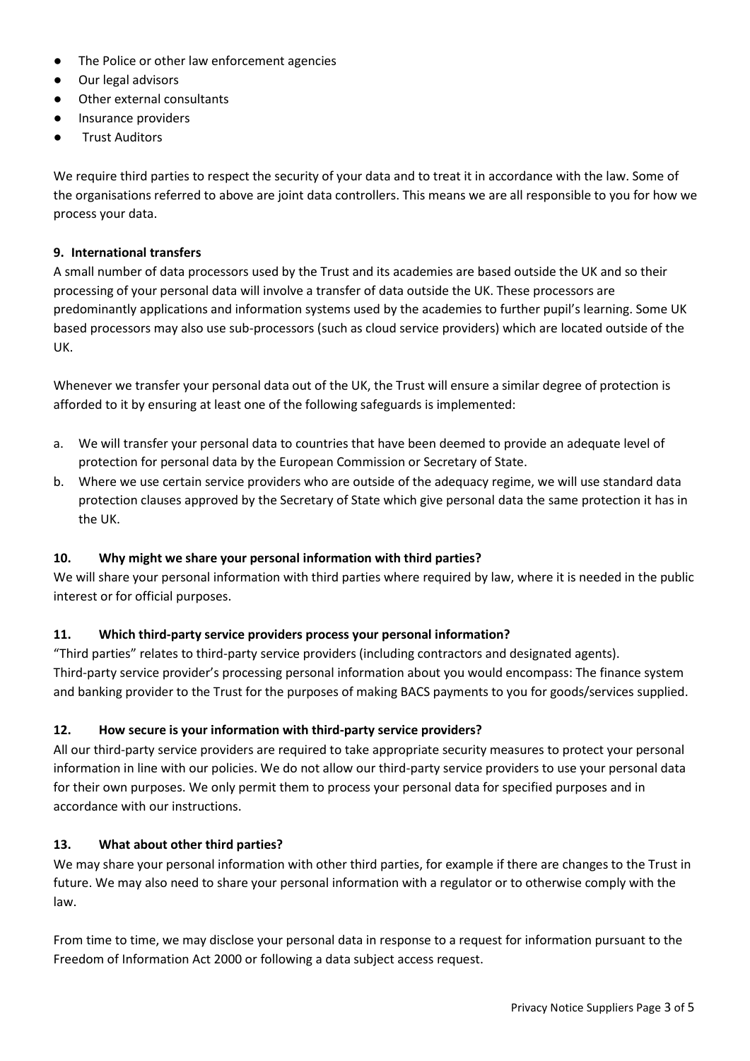- The Police or other law enforcement agencies
- Our legal advisors
- Other external consultants
- Insurance providers
- Trust Auditors

We require third parties to respect the security of your data and to treat it in accordance with the law. Some of the organisations referred to above are joint data controllers. This means we are all responsible to you for how we process your data.

**9. International transfers**

A small number of data processors used by the Trust and its academies are based outside the UK and so their processing of your personal data will involve a transfer of data outside the UK. These processors are predominantly applications and information systems used by the academies to further pupil's learning. Some UK based processors may also use sub-processors (such as cloud service providers) which are located outside of the UK.

Whenever we transfer your personal data out of the UK, the Trust will ensure a similar degree of protection is afforded to it by ensuring at least one of the following safeguards is implemented:

a. We will transfer your personal data to countries that have been deemed to provide an adequate level of protection for personal data by the European Commission or Secretary of State.
b. Where we use certain service providers who are outside of the adequacy regime, we will use standard data protection clauses approved by the Secretary of State which give personal data the same protection it has in the UK.

**10. Why might we share your personal information with third parties?**

We will share your personal information with third parties where required by law, where it is needed in the public interest or for official purposes.

**11. Which third-party service providers process your personal information?**

"Third parties" relates to third-party service providers (including contractors and designated agents). Third-party service provider's processing personal information about you would encompass: The finance system and banking provider to the Trust for the purposes of making BACS payments to you for goods/services supplied.

**12. How secure is your information with third-party service providers?**

All our third-party service providers are required to take appropriate security measures to protect your personal information in line with our policies. We do not allow our third-party service providers to use your personal data for their own purposes. We only permit them to process your personal data for specified purposes and in accordance with our instructions.

**13. What about other third parties?**

We may share your personal information with other third parties, for example if there are changes to the Trust in future. We may also need to share your personal information with a regulator or to otherwise comply with the law.

From time to time, we may disclose your personal data in response to a request for information pursuant to the Freedom of Information Act 2000 or following a data subject access request.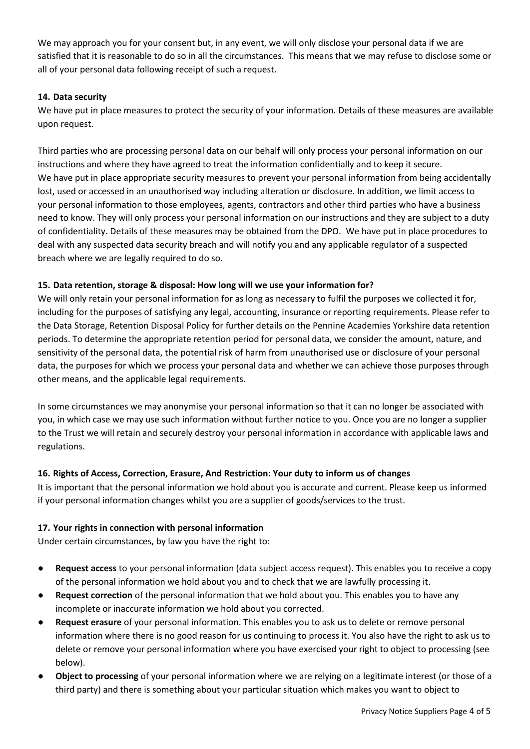We may approach you for your consent but, in any event, we will only disclose your personal data if we are satisfied that it is reasonable to do so in all the circumstances. This means that we may refuse to disclose some or all of your personal data following receipt of such a request.

### 14. Data security

We have put in place measures to protect the security of your information. Details of these measures are available upon request.

Third parties who are processing personal data on our behalf will only process your personal information on our instructions and where they have agreed to treat the information confidentially and to keep it secure.
We have put in place appropriate security measures to prevent your personal information from being accidentally lost, used or accessed in an unauthorised way including alteration or disclosure. In addition, we limit access to your personal information to those employees, agents, contractors and other third parties who have a business need to know. They will only process your personal information on our instructions and they are subject to a duty of confidentiality. Details of these measures may be obtained from the DPO. We have put in place procedures to deal with any suspected data security breach and will notify you and any applicable regulator of a suspected breach where we are legally required to do so.

### 15. Data retention, storage & disposal: How long will we use your information for?

We will only retain your personal information for as long as necessary to fulfil the purposes we collected it for, including for the purposes of satisfying any legal, accounting, insurance or reporting requirements. Please refer to the Data Storage, Retention Disposal Policy for further details on the Pennine Academies Yorkshire data retention periods. To determine the appropriate retention period for personal data, we consider the amount, nature, and sensitivity of the personal data, the potential risk of harm from unauthorised use or disclosure of your personal data, the purposes for which we process your personal data and whether we can achieve those purposes through other means, and the applicable legal requirements.

In some circumstances we may anonymise your personal information so that it can no longer be associated with you, in which case we may use such information without further notice to you. Once you are no longer a supplier to the Trust we will retain and securely destroy your personal information in accordance with applicable laws and regulations.

### 16. Rights of Access, Correction, Erasure, And Restriction: Your duty to inform us of changes

It is important that the personal information we hold about you is accurate and current. Please keep us informed if your personal information changes whilst you are a supplier of goods/services to the trust.

### 17. Your rights in connection with personal information

Under certain circumstances, by law you have the right to:

- **Request access** to your personal information (data subject access request). This enables you to receive a copy of the personal information we hold about you and to check that we are lawfully processing it.
- **Request correction** of the personal information that we hold about you. This enables you to have any incomplete or inaccurate information we hold about you corrected.
- **Request erasure** of your personal information. This enables you to ask us to delete or remove personal information where there is no good reason for us continuing to process it. You also have the right to ask us to delete or remove your personal information where you have exercised your right to object to processing (see below).
- **Object to processing** of your personal information where we are relying on a legitimate interest (or those of a third party) and there is something about your particular situation which makes you want to object to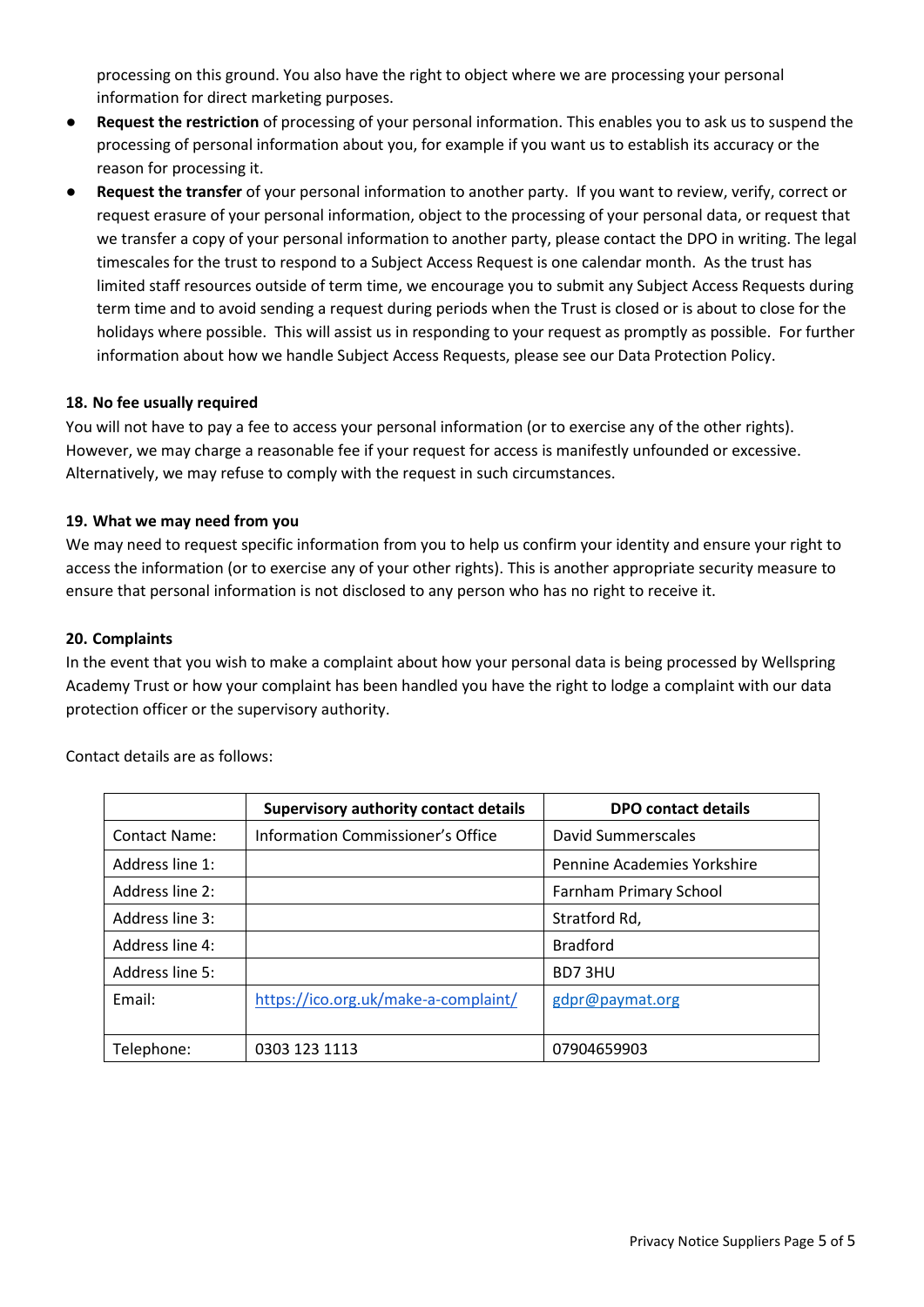processing on this ground. You also have the right to object where we are processing your personal information for direct marketing purposes.

- **Request the restriction** of processing of your personal information. This enables you to ask us to suspend the processing of personal information about you, for example if you want us to establish its accuracy or the reason for processing it.
- **Request the transfer** of your personal information to another party. If you want to review, verify, correct or request erasure of your personal information, object to the processing of your personal data, or request that we transfer a copy of your personal information to another party, please contact the DPO in writing. The legal timescales for the trust to respond to a Subject Access Request is one calendar month. As the trust has limited staff resources outside of term time, we encourage you to submit any Subject Access Requests during term time and to avoid sending a request during periods when the Trust is closed or is about to close for the holidays where possible. This will assist us in responding to your request as promptly as possible. For further information about how we handle Subject Access Requests, please see our Data Protection Policy.

**18. No fee usually required**

You will not have to pay a fee to access your personal information (or to exercise any of the other rights). However, we may charge a reasonable fee if your request for access is manifestly unfounded or excessive. Alternatively, we may refuse to comply with the request in such circumstances.

**19. What we may need from you**

We may need to request specific information from you to help us confirm your identity and ensure your right to access the information (or to exercise any of your other rights). This is another appropriate security measure to ensure that personal information is not disclosed to any person who has no right to receive it.

**20. Complaints**

In the event that you wish to make a complaint about how your personal data is being processed by Wellspring Academy Trust or how your complaint has been handled you have the right to lodge a complaint with our data protection officer or the supervisory authority.

Contact details are as follows:

| | Supervisory authority contact details | DPO contact details |
|---|---|---|
| Contact Name: | Information Commissioner's Office | David Summerscales |
| Address line 1: | | Pennine Academies Yorkshire |
| Address line 2: | | Farnham Primary School |
| Address line 3: | | Stratford Rd, |
| Address line 4: | | Bradford |
| Address line 5: | | BD7 3HU |
| Email: | https://ico.org.uk/make-a-complaint/ | gdpr@paymat.org |
| Telephone: | 0303 123 1113 | 07904659903 |